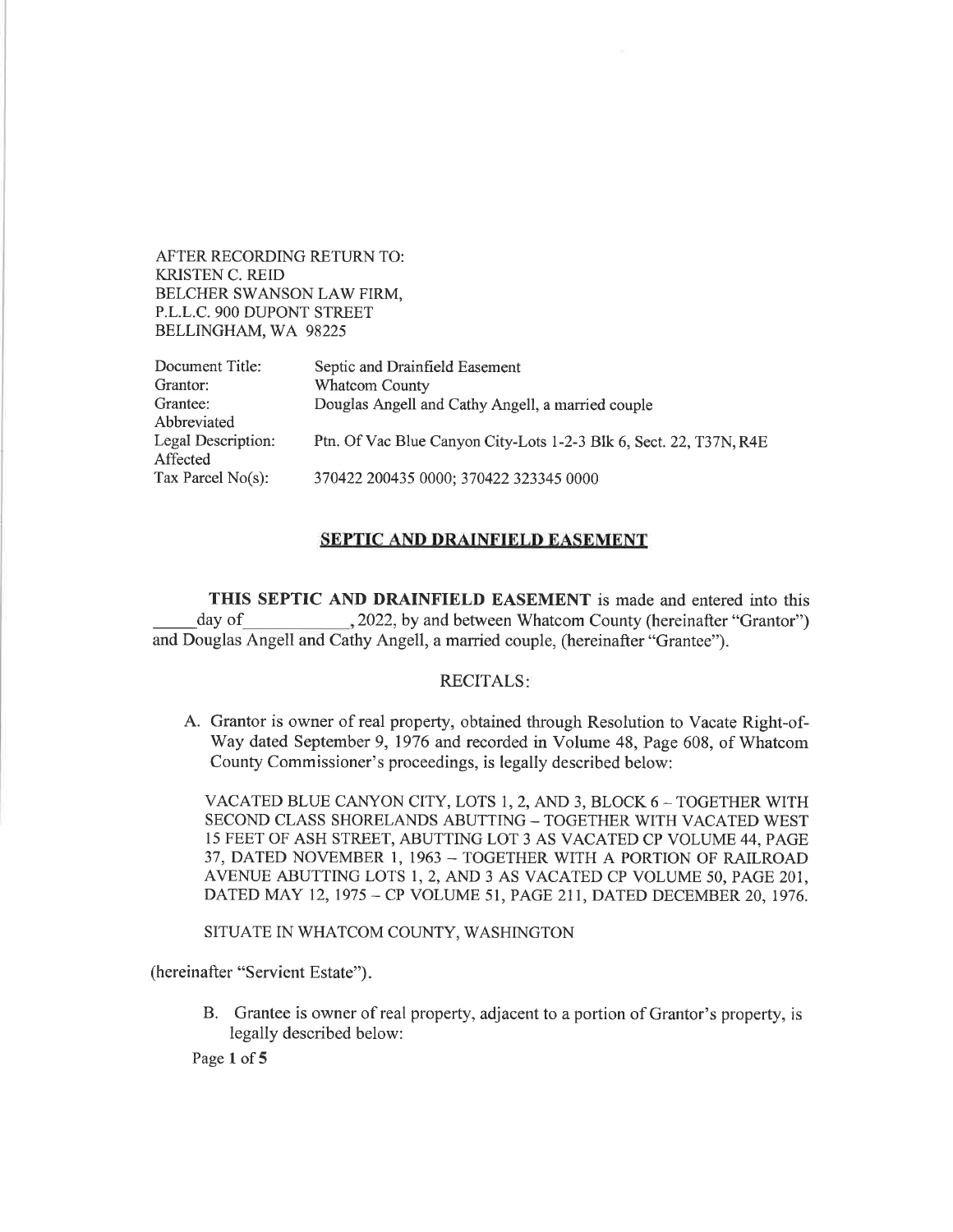AFTER RECORDING RETURN TO:
KRISTEN C. REID
BELCHER SWANSON LAW FIRM,
P.L.L.C. 900 DUPONT STREET
BELLINGHAM, WA 98225

| | |
|---|---|
| Document Title: | Septic and Drainfield Easement |
| Grantor: | Whatcom County |
| Grantee: | Douglas Angell and Cathy Angell, a married couple |
| Abbreviated Legal Description: | Ptn. Of Vac Blue Canyon City-Lots 1-2-3 Blk 6, Sect. 22, T37N, R4E |
| Affected Tax Parcel No(s): | 370422 200435 0000; 370422 323345 0000 |

# SEPTIC AND DRAINFIELD EASEMENT

**THIS SEPTIC AND DRAINFIELD EASEMENT** is made and entered into this _____ day of ___________, 2022, by and between Whatcom County (hereinafter "Grantor") and Douglas Angell and Cathy Angell, a married couple, (hereinafter "Grantee").

RECITALS:

A. Grantor is owner of real property, obtained through Resolution to Vacate Right-of-Way dated September 9, 1976 and recorded in Volume 48, Page 608, of Whatcom County Commissioner's proceedings, is legally described below:

   VACATED BLUE CANYON CITY, LOTS 1, 2, AND 3, BLOCK 6 – TOGETHER WITH SECOND CLASS SHORELANDS ABUTTING – TOGETHER WITH VACATED WEST 15 FEET OF ASH STREET, ABUTTING LOT 3 AS VACATED CP VOLUME 44, PAGE 37, DATED NOVEMBER 1, 1963 – TOGETHER WITH A PORTION OF RAILROAD AVENUE ABUTTING LOTS 1, 2, AND 3 AS VACATED CP VOLUME 50, PAGE 201, DATED MAY 12, 1975 – CP VOLUME 51, PAGE 211, DATED DECEMBER 20, 1976.

   SITUATE IN WHATCOM COUNTY, WASHINGTON

(hereinafter "Servient Estate").

B. Grantee is owner of real property, adjacent to a portion of Grantor's property, is legally described below: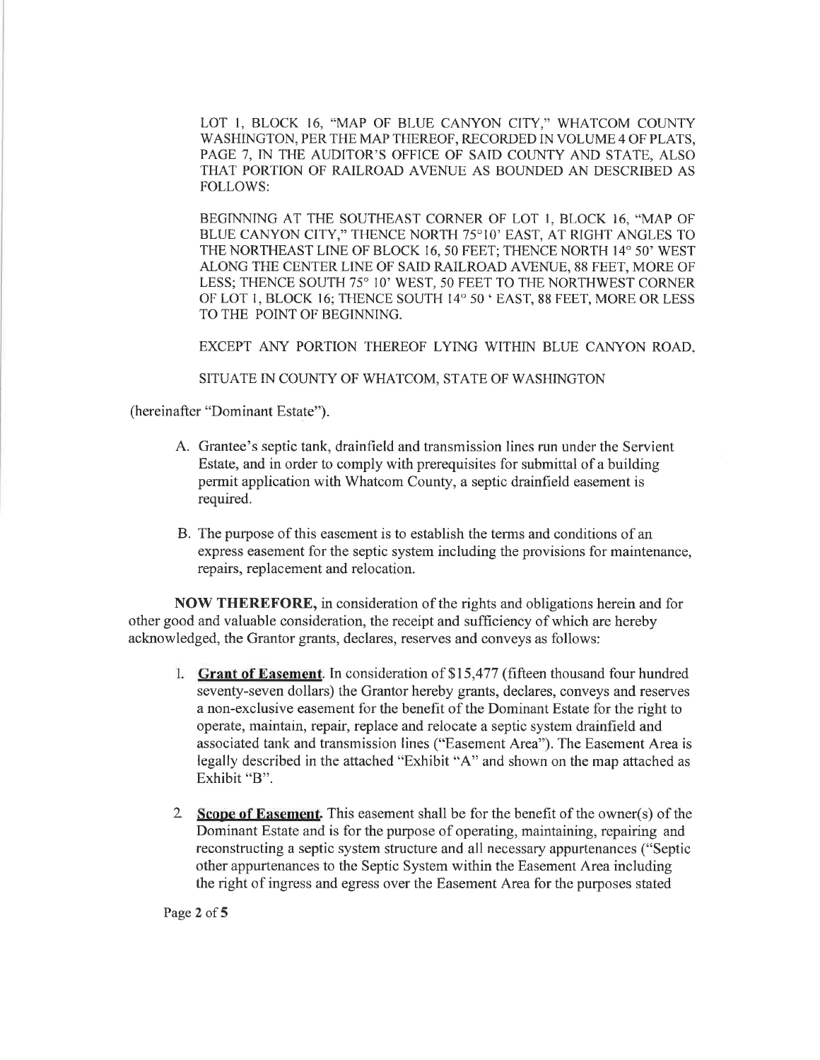LOT 1, BLOCK 16, "MAP OF BLUE CANYON CITY," WHATCOM COUNTY WASHINGTON, PER THE MAP THEREOF, RECORDED IN VOLUME 4 OF PLATS, PAGE 7, IN THE AUDITOR'S OFFICE OF SAID COUNTY AND STATE, ALSO THAT PORTION OF RAILROAD AVENUE AS BOUNDED AN DESCRIBED AS FOLLOWS:

BEGINNING AT THE SOUTHEAST CORNER OF LOT 1, BLOCK 16, "MAP OF BLUE CANYON CITY," THENCE NORTH 75°10' EAST, AT RIGHT ANGLES TO THE NORTHEAST LINE OF BLOCK 16, 50 FEET; THENCE NORTH 14° 50' WEST ALONG THE CENTER LINE OF SAID RAILROAD AVENUE, 88 FEET, MORE OF LESS; THENCE SOUTH 75° 10' WEST, 50 FEET TO THE NORTHWEST CORNER OF LOT 1, BLOCK 16; THENCE SOUTH 14° 50 ' EAST, 88 FEET, MORE OR LESS TO THE POINT OF BEGINNING.

EXCEPT ANY PORTION THEREOF LYING WITHIN BLUE CANYON ROAD.

SITUATE IN COUNTY OF WHATCOM, STATE OF WASHINGTON

(hereinafter "Dominant Estate").

A. Grantee's septic tank, drainfield and transmission lines run under the Servient Estate, and in order to comply with prerequisites for submittal of a building permit application with Whatcom County, a septic drainfield easement is required.

B. The purpose of this easement is to establish the terms and conditions of an express easement for the septic system including the provisions for maintenance, repairs, replacement and relocation.

**NOW THEREFORE,** in consideration of the rights and obligations herein and for other good and valuable consideration, the receipt and sufficiency of which are hereby acknowledged, the Grantor grants, declares, reserves and conveys as follows:

1. **Grant of Easement**. In consideration of $15,477 (fifteen thousand four hundred seventy-seven dollars) the Grantor hereby grants, declares, conveys and reserves a non-exclusive easement for the benefit of the Dominant Estate for the right to operate, maintain, repair, replace and relocate a septic system drainfield and associated tank and transmission lines ("Easement Area"). The Easement Area is legally described in the attached "Exhibit "A" and shown on the map attached as Exhibit "B".

2. **Scope of Easement**. This easement shall be for the benefit of the owner(s) of the Dominant Estate and is for the purpose of operating, maintaining, repairing and reconstructing a septic system structure and all necessary appurtenances ("Septic other appurtenances to the Septic System within the Easement Area including the right of ingress and egress over the Easement Area for the purposes stated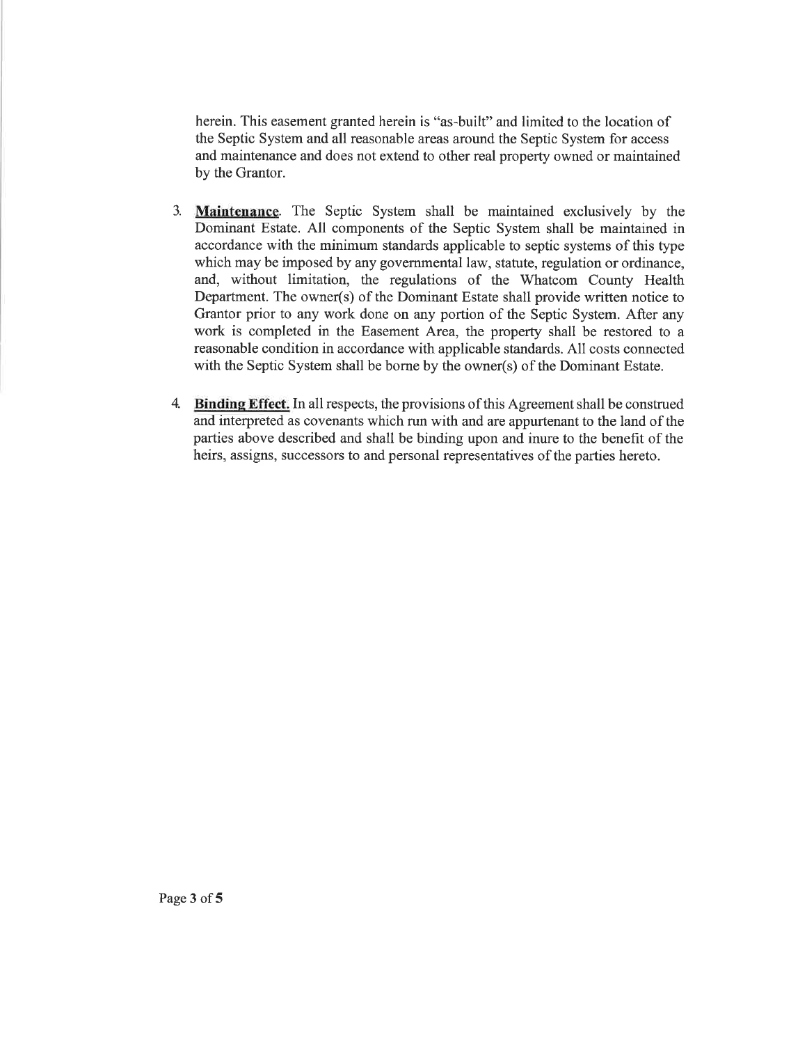herein. This easement granted herein is "as-built" and limited to the location of the Septic System and all reasonable areas around the Septic System for access and maintenance and does not extend to other real property owned or maintained by the Grantor.

3. **Maintenance**. The Septic System shall be maintained exclusively by the Dominant Estate. All components of the Septic System shall be maintained in accordance with the minimum standards applicable to septic systems of this type which may be imposed by any governmental law, statute, regulation or ordinance, and, without limitation, the regulations of the Whatcom County Health Department. The owner(s) of the Dominant Estate shall provide written notice to Grantor prior to any work done on any portion of the Septic System. After any work is completed in the Easement Area, the property shall be restored to a reasonable condition in accordance with applicable standards. All costs connected with the Septic System shall be borne by the owner(s) of the Dominant Estate.

4. **Binding Effect.** In all respects, the provisions of this Agreement shall be construed and interpreted as covenants which run with and are appurtenant to the land of the parties above described and shall be binding upon and inure to the benefit of the heirs, assigns, successors to and personal representatives of the parties hereto.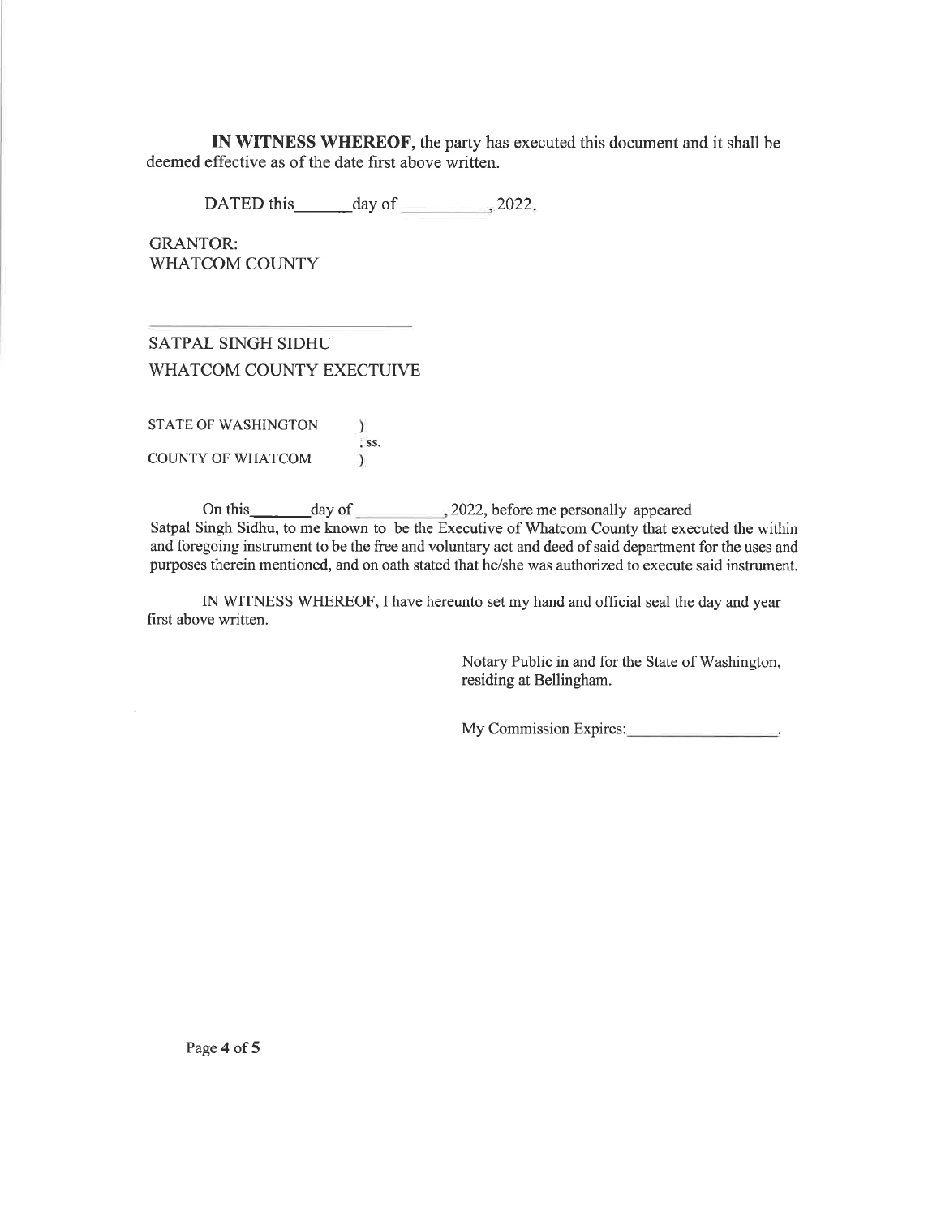**IN WITNESS WHEREOF**, the party has executed this document and it shall be deemed effective as of the date first above written.

DATED this______day of __________, 2022.

GRANTOR:
WHATCOM COUNTY

______________________________

SATPAL SINGH SIDHU
WHATCOM COUNTY EXECTUIVE

STATE OF WASHINGTON )
: ss.
COUNTY OF WHATCOM )

On this_______day of __________, 2022, before me personally appeared Satpal Singh Sidhu, to me known to be the Executive of Whatcom County that executed the within and foregoing instrument to be the free and voluntary act and deed of said department for the uses and purposes therein mentioned, and on oath stated that he/she was authorized to execute said instrument.

IN WITNESS WHEREOF, I have hereunto set my hand and official seal the day and year first above written.

Notary Public in and for the State of Washington, residing at Bellingham.

My Commission Expires:__________________.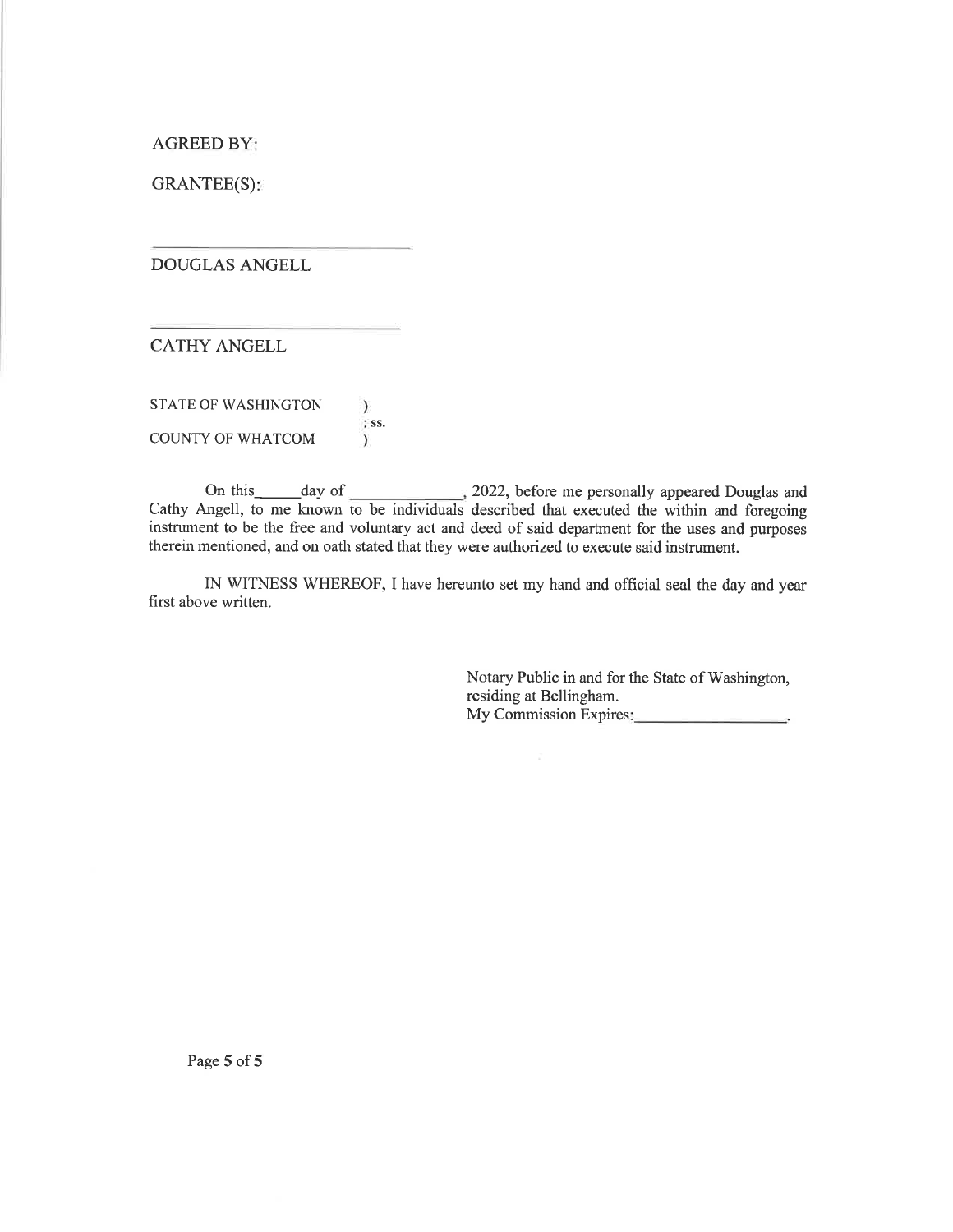AGREED BY:

GRANTEE(S):

\_\_\_\_\_\_\_\_\_\_\_\_\_\_\_\_\_\_\_\_\_\_\_\_\_\_\_\_

DOUGLAS ANGELL

\_\_\_\_\_\_\_\_\_\_\_\_\_\_\_\_\_\_\_\_\_\_\_\_\_\_\_\_

CATHY ANGELL

STATE OF WASHINGTON )
: ss.
COUNTY OF WHATCOM )

On this\_\_\_\_\_day of \_\_\_\_\_\_\_\_\_\_\_\_\_, 2022, before me personally appeared Douglas and Cathy Angell, to me known to be individuals described that executed the within and foregoing instrument to be the free and voluntary act and deed of said department for the uses and purposes therein mentioned, and on oath stated that they were authorized to execute said instrument.

IN WITNESS WHEREOF, I have hereunto set my hand and official seal the day and year first above written.

Notary Public in and for the State of Washington,
residing at Bellingham.
My Commission Expires:\_\_\_\_\_\_\_\_\_\_\_\_\_\_\_\_\_\_.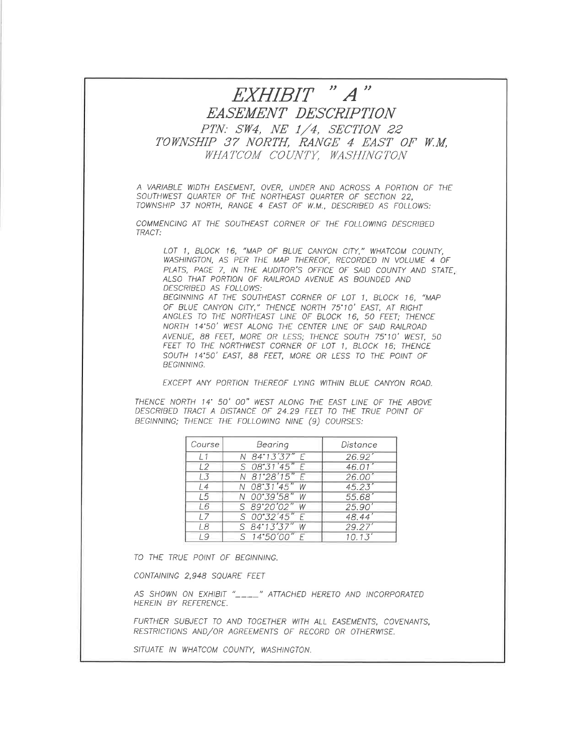# *EXHIBIT " A "*

## *EASEMENT DESCRIPTION*

### *PTN: SW4, NE 1/4, SECTION 22*
### *TOWNSHIP 37 NORTH, RANGE 4 EAST OF W.M,*
### *WHATCOM COUNTY, WASHINGTON*

A VARIABLE WIDTH EASEMENT, OVER, UNDER AND ACROSS A PORTION OF THE SOUTHWEST QUARTER OF THE NORTHEAST QUARTER OF SECTION 22, TOWNSHIP 37 NORTH, RANGE 4 EAST OF W.M., DESCRIBED AS FOLLOWS:

COMMENCING AT THE SOUTHEAST CORNER OF THE FOLLOWING DESCRIBED TRACT:

> LOT 1, BLOCK 16, "MAP OF BLUE CANYON CITY," WHATCOM COUNTY, WASHINGTON, AS PER THE MAP THEREOF, RECORDED IN VOLUME 4 OF PLATS, PAGE 7, IN THE AUDITOR'S OFFICE OF SAID COUNTY AND STATE, ALSO THAT PORTION OF RAILROAD AVENUE AS BOUNDED AND DESCRIBED AS FOLLOWS:
> BEGINNING AT THE SOUTHEAST CORNER OF LOT 1, BLOCK 16, "MAP OF BLUE CANYON CITY," THENCE NORTH 75°10' EAST, AT RIGHT ANGLES TO THE NORTHEAST LINE OF BLOCK 16, 50 FEET; THENCE NORTH 14°50' WEST ALONG THE CENTER LINE OF SAID RAILROAD AVENUE, 88 FEET, MORE OR LESS; THENCE SOUTH 75°10' WEST, 50 FEET TO THE NORTHWEST CORNER OF LOT 1, BLOCK 16; THENCE SOUTH 14°50' EAST, 88 FEET, MORE OR LESS TO THE POINT OF BEGINNING.
>
> EXCEPT ANY PORTION THEREOF LYING WITHIN BLUE CANYON ROAD.

THENCE NORTH 14° 50' 00" WEST ALONG THE EAST LINE OF THE ABOVE DESCRIBED TRACT A DISTANCE OF 24.29 FEET TO THE TRUE POINT OF BEGINNING; THENCE THE FOLLOWING NINE (9) COURSES:

| Course | Bearing | Distance |
|---|---|---|
| L1 | N 84°13'37" E | 26.92' |
| L2 | S 08°31'45" E | 46.01' |
| L3 | N 81°28'15" E | 26.00' |
| L4 | N 08°31'45" W | 45.23' |
| L5 | N 00°39'58" W | 55.68' |
| L6 | S 89°20'02" W | 25.90' |
| L7 | S 00°32'45" E | 48.44' |
| L8 | S 84°13'37" W | 29.27' |
| L9 | S 14°50'00" E | 10.13' |

TO THE TRUE POINT OF BEGINNING.

CONTAINING 2,948 SQUARE FEET

AS SHOWN ON EXHIBIT "____" ATTACHED HERETO AND INCORPORATED HEREIN BY REFERENCE.

FURTHER SUBJECT TO AND TOGETHER WITH ALL EASEMENTS, COVENANTS, RESTRICTIONS AND/OR AGREEMENTS OF RECORD OR OTHERWISE.

SITUATE IN WHATCOM COUNTY, WASHINGTON.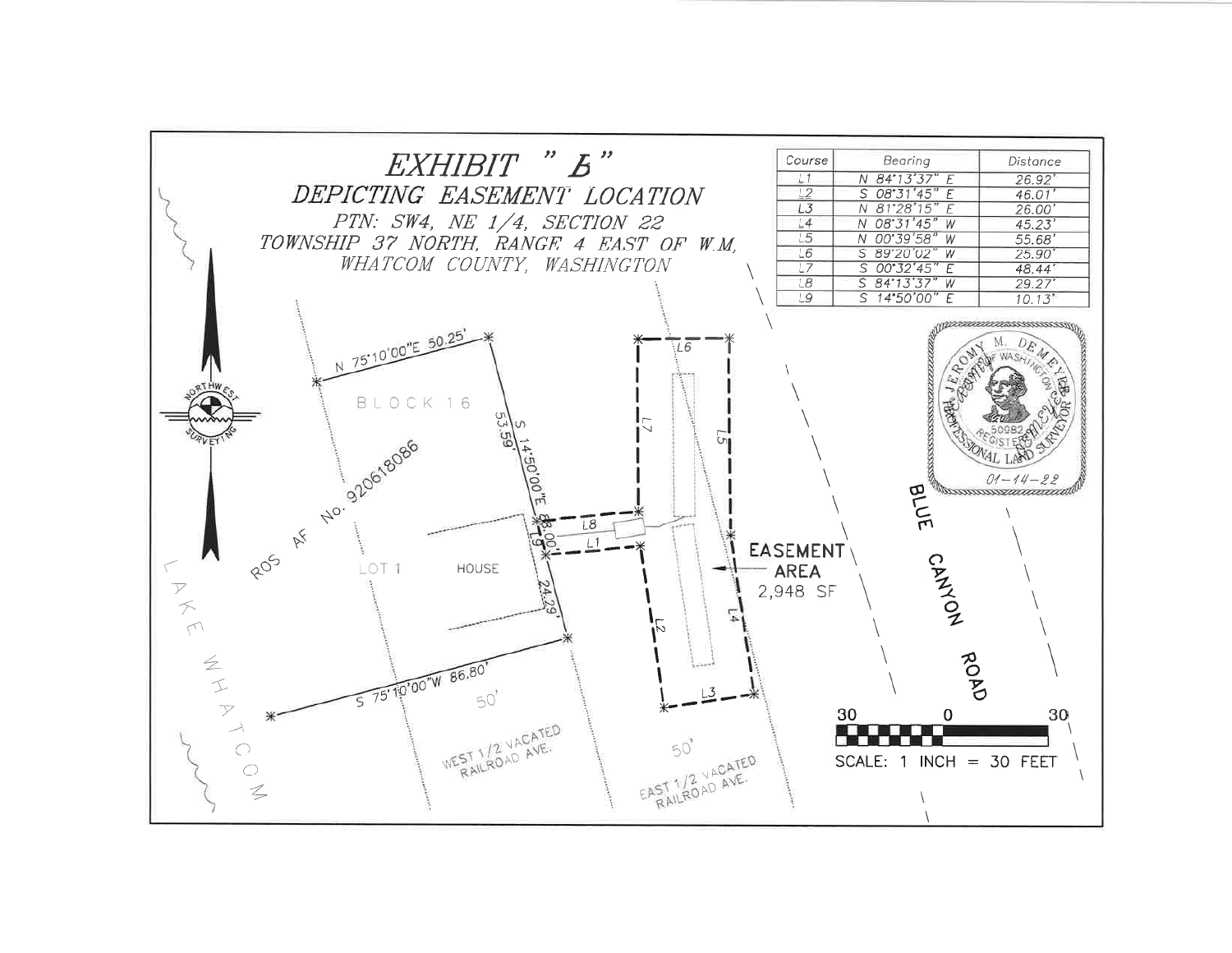# EXHIBIT "B"

## DEPICTING EASEMENT LOCATION

PTN: SW4, NE 1/4, SECTION 22
TOWNSHIP 37 NORTH, RANGE 4 EAST OF W.M.
WHATCOM COUNTY, WASHINGTON

| Course | Bearing | Distance |
|---|---|---|
| L1 | N 84°13'37" E | 26.92' |
| L2 | S 08°31'45" E | 46.01' |
| L3 | N 81°28'15" E | 26.00' |
| L4 | N 08°31'45" W | 45.23' |
| L5 | N 00°39'58" W | 55.68' |
| L6 | S 89°20'02" W | 25.90' |
| L7 | S 00°32'45" E | 48.44' |
| L8 | S 84°13'37" W | 29.27' |
| L9 | S 14°50'00" E | 10.13' |

N 75°10'00"E 50.25'

BLOCK 16

S 14°50'00"E 88.00'

53.59'

24.29'

ROS AF No. 920618086

LOT 1

HOUSE

S 75°10'00"W 86.80'

50'

50'

WEST 1/2 VACATED RAILROAD AVE.

EAST 1/2 VACATED RAILROAD AVE.

EASEMENT AREA
2,948 SF

BLUE CANYON ROAD

LAKE WHATCOM

NORTHWEST SURVEYING

JEROMY M. DEMEYER
STATE OF WASHINGTON
50982
REGISTERED PROFESSIONAL LAND SURVEYOR
01-14-22

30 0 30

SCALE: 1 INCH = 30 FEET